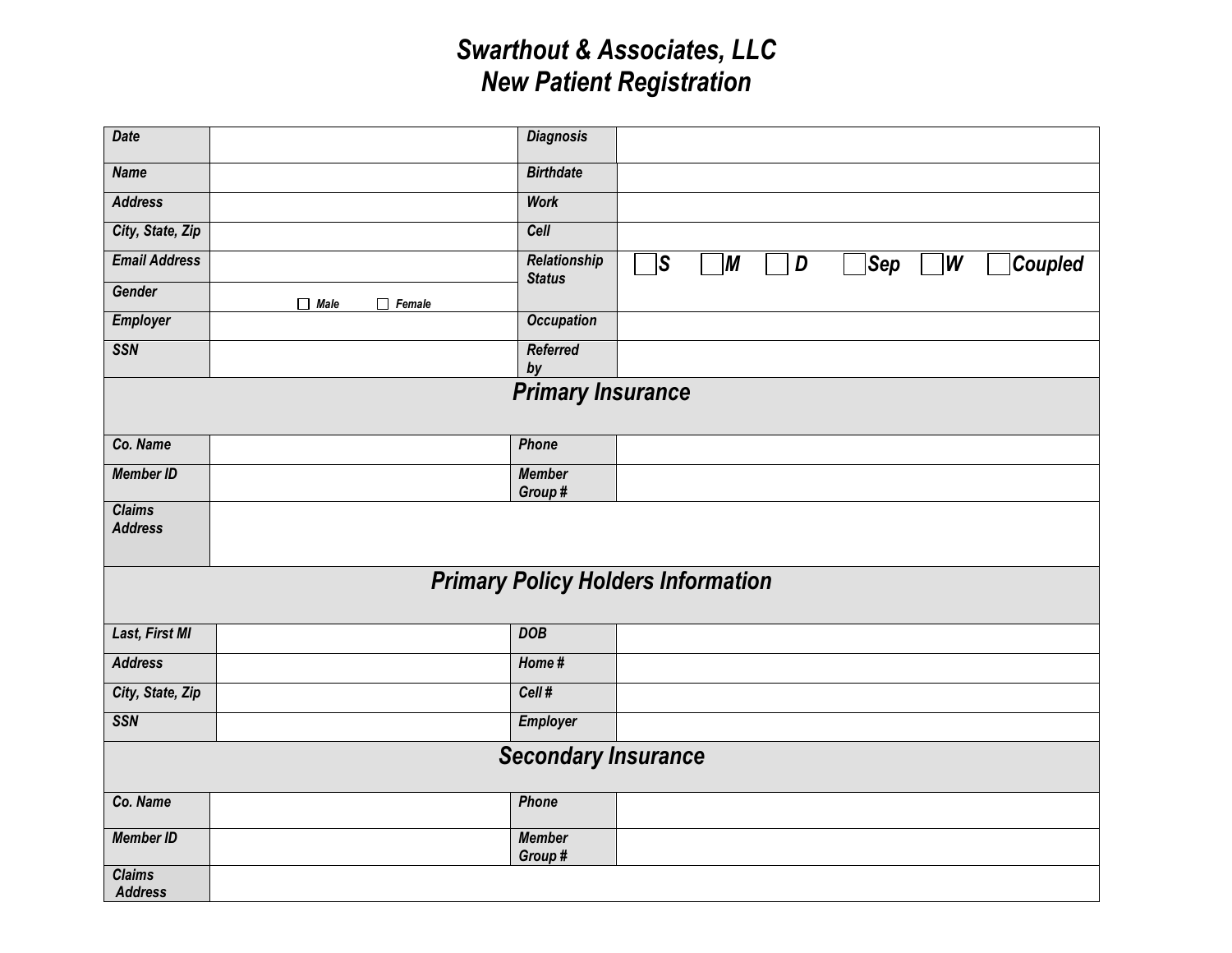# Swarthout & Associates, LLC
# New Patient Registration

| | | | |
|---|---|---|---|
| **Date** | | **Diagnosis** | |
| **Name** | | **Birthdate** | |
| **Address** | | **Work** | |
| **City, State, Zip** | | **Cell** | |
| **Email Address** | | **Relationship Status** | ☐ S ☐ M ☐ D ☐ Sep ☐ W ☐ Coupled |
| **Gender** | ☐ Male ☐ Female | | |
| **Employer** | | **Occupation** | |
| **SSN** | | **Referred by** | |

## Primary Insurance

| | | | |
|---|---|---|---|
| **Co. Name** | | **Phone** | |
| **Member ID** | | **Member Group #** | |
| **Claims Address** | | | |

## Primary Policy Holders Information

| | | | |
|---|---|---|---|
| **Last, First MI** | | **DOB** | |
| **Address** | | **Home #** | |
| **City, State, Zip** | | **Cell #** | |
| **SSN** | | **Employer** | |

## Secondary Insurance

| | | | |
|---|---|---|---|
| **Co. Name** | | **Phone** | |
| **Member ID** | | **Member Group #** | |
| **Claims Address** | | | |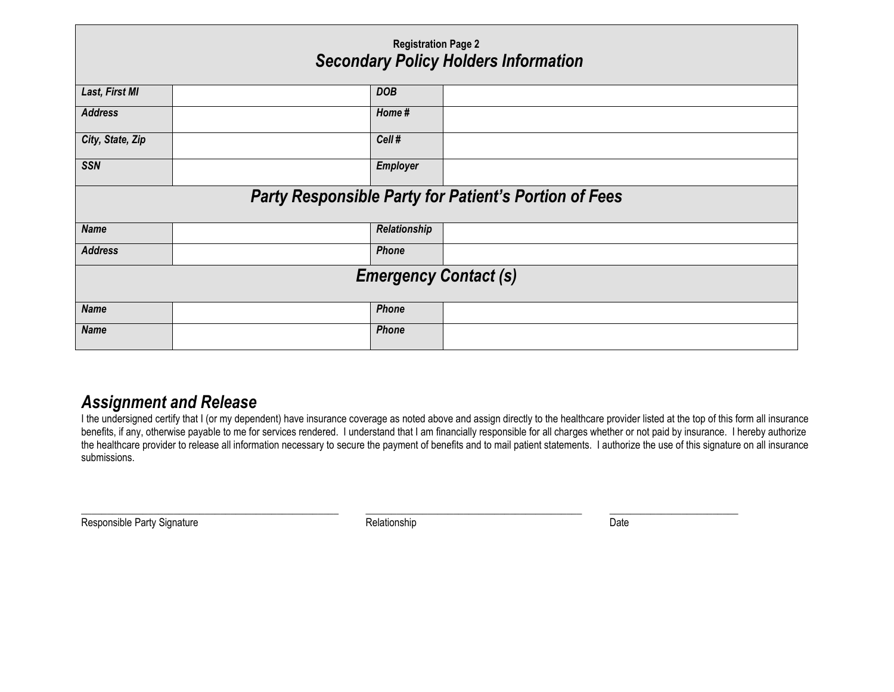**Registration Page 2**

## *Secondary Policy Holders Information*

| | | | |
|---|---|---|---|
| ***Last, First MI*** | | ***DOB*** | |
| ***Address*** | | ***Home #*** | |
| ***City, State, Zip*** | | ***Cell #*** | |
| ***SSN*** | | ***Employer*** | |

## *Party Responsible Party for Patient's Portion of Fees*

| | | | |
|---|---|---|---|
| ***Name*** | | ***Relationship*** | |
| ***Address*** | | ***Phone*** | |

## *Emergency Contact (s)*

| | | | |
|---|---|---|---|
| ***Name*** | | ***Phone*** | |
| ***Name*** | | ***Phone*** | |

## *Assignment and Release*

I the undersigned certify that I (or my dependent) have insurance coverage as noted above and assign directly to the healthcare provider listed at the top of this form all insurance benefits, if any, otherwise payable to me for services rendered. I understand that I am financially responsible for all charges whether or not paid by insurance. I hereby authorize the healthcare provider to release all information necessary to secure the payment of benefits and to mail patient statements. I authorize the use of this signature on all insurance submissions.

\_\_\_\_\_\_\_\_\_\_\_\_\_\_\_\_\_\_\_\_\_\_\_\_\_\_\_\_\_\_\_\_\_\_\_\_\_\_\_\_\_\_\_\_\_\_\_\_
Responsible Party Signature

\_\_\_\_\_\_\_\_\_\_\_\_\_\_\_\_\_\_\_\_\_\_\_\_\_\_\_\_\_\_\_\_\_\_\_\_\_\_\_\_\_\_
Relationship

\_\_\_\_\_\_\_\_\_\_\_\_\_\_\_\_\_\_\_\_\_\_\_\_\_
Date